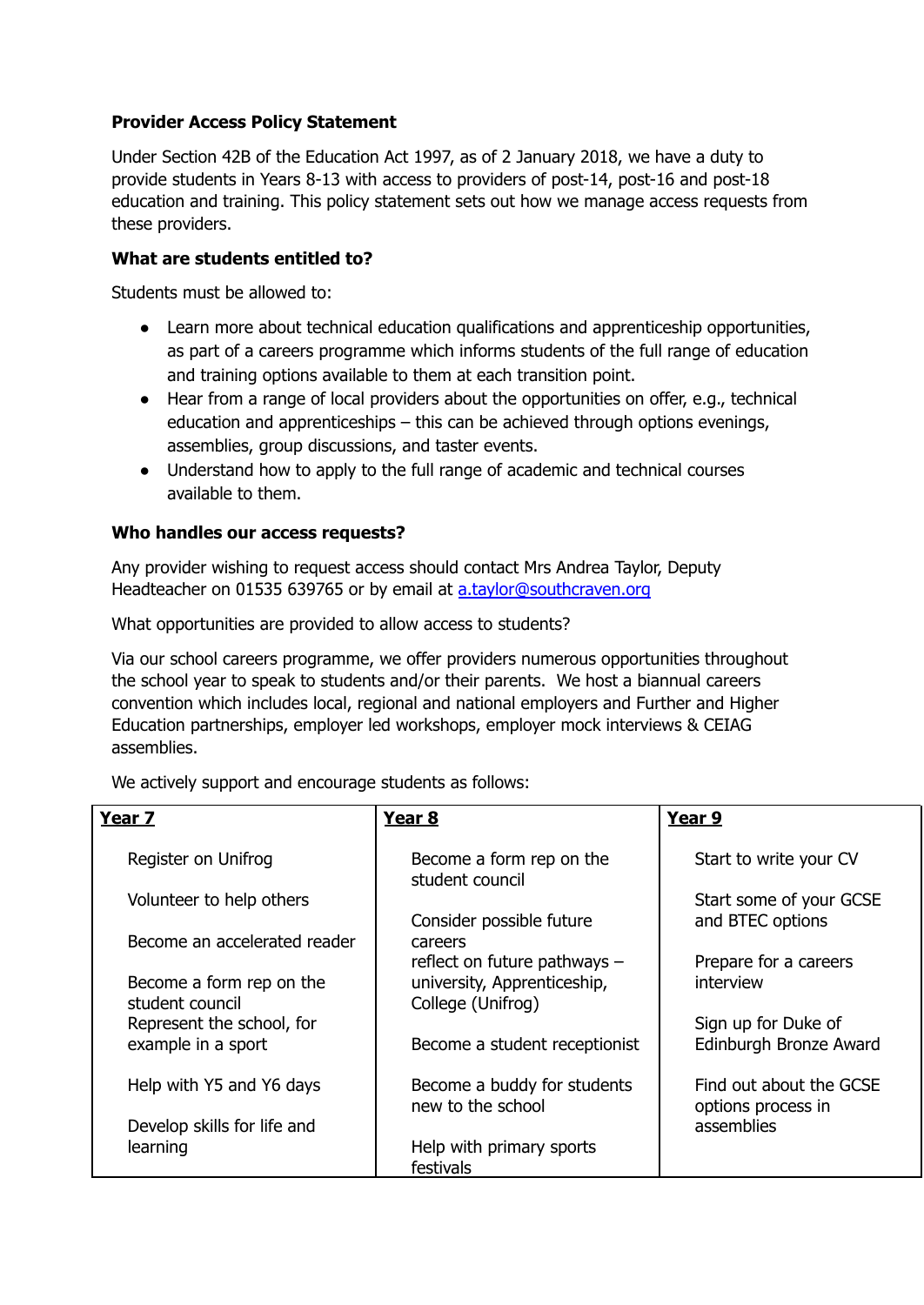**Provider Access Policy Statement**

Under Section 42B of the Education Act 1997, as of 2 January 2018, we have a duty to provide students in Years 8-13 with access to providers of post-14, post-16 and post-18 education and training. This policy statement sets out how we manage access requests from these providers.

**What are students entitled to?**

Students must be allowed to:

- Learn more about technical education qualifications and apprenticeship opportunities, as part of a careers programme which informs students of the full range of education and training options available to them at each transition point.
- Hear from a range of local providers about the opportunities on offer, e.g., technical education and apprenticeships – this can be achieved through options evenings, assemblies, group discussions, and taster events.
- Understand how to apply to the full range of academic and technical courses available to them.

**Who handles our access requests?**

Any provider wishing to request access should contact Mrs Andrea Taylor, Deputy Headteacher on 01535 639765 or by email at a.taylor@southcraven.org

What opportunities are provided to allow access to students?

Via our school careers programme, we offer providers numerous opportunities throughout the school year to speak to students and/or their parents. We host a biannual careers convention which includes local, regional and national employers and Further and Higher Education partnerships, employer led workshops, employer mock interviews & CEIAG assemblies.

We actively support and encourage students as follows:

| **Year 7** | **Year 8** | **Year 9** |
|---|---|---|
| Register on Unifrog<br><br>Volunteer to help others<br><br>Become an accelerated reader<br><br>Become a form rep on the student council<br>Represent the school, for example in a sport<br><br>Help with Y5 and Y6 days<br><br>Develop skills for life and learning | Become a form rep on the student council<br><br>Consider possible future careers<br>reflect on future pathways – university, Apprenticeship, College (Unifrog)<br><br>Become a student receptionist<br><br>Become a buddy for students new to the school<br><br>Help with primary sports festivals | Start to write your CV<br><br>Start some of your GCSE and BTEC options<br><br>Prepare for a careers interview<br><br>Sign up for Duke of Edinburgh Bronze Award<br><br>Find out about the GCSE options process in assemblies |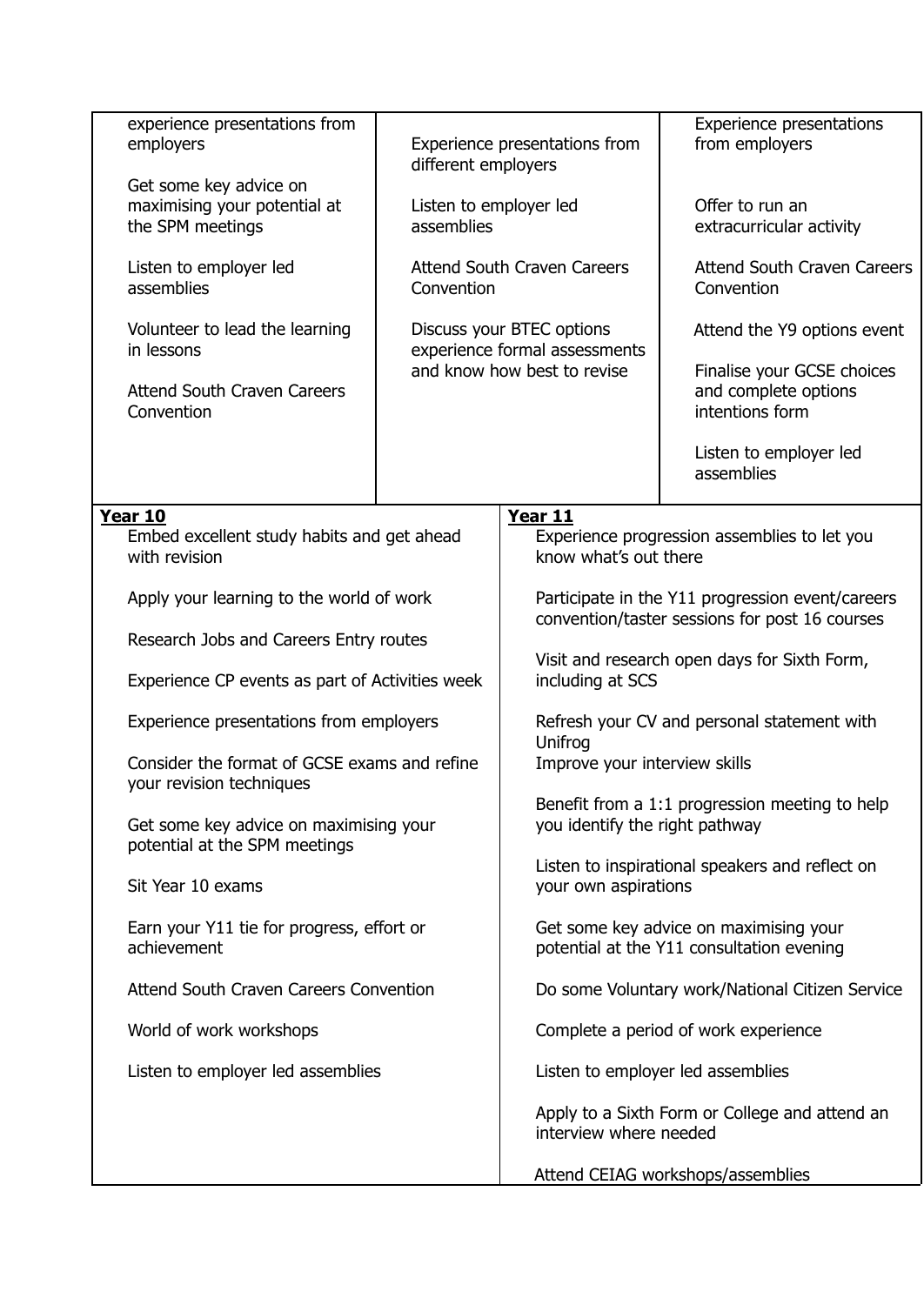| | | |
|---|---|---|
| experience presentations from employers<br><br>Get some key advice on maximising your potential at the SPM meetings<br><br>Listen to employer led assemblies<br><br>Volunteer to lead the learning in lessons<br><br>Attend South Craven Careers Convention | Experience presentations from different employers<br><br>Listen to employer led assemblies<br><br>Attend South Craven Careers Convention<br><br>Discuss your BTEC options experience formal assessments and know how best to revise | Experience presentations from employers<br><br>Offer to run an extracurricular activity<br><br>Attend South Craven Careers Convention<br><br>Attend the Y9 options event<br><br>Finalise your GCSE choices and complete options intentions form<br><br>Listen to employer led assemblies |

| **Year 10** | **Year 11** |
|---|---|
| Embed excellent study habits and get ahead with revision<br><br>Apply your learning to the world of work<br><br>Research Jobs and Careers Entry routes<br><br>Experience CP events as part of Activities week<br><br>Experience presentations from employers<br><br>Consider the format of GCSE exams and refine your revision techniques<br><br>Get some key advice on maximising your potential at the SPM meetings<br><br>Sit Year 10 exams<br><br>Earn your Y11 tie for progress, effort or achievement<br><br>Attend South Craven Careers Convention<br><br>World of work workshops<br><br>Listen to employer led assemblies | Experience progression assemblies to let you know what's out there<br><br>Participate in the Y11 progression event/careers convention/taster sessions for post 16 courses<br><br>Visit and research open days for Sixth Form, including at SCS<br><br>Refresh your CV and personal statement with Unifrog<br>Improve your interview skills<br><br>Benefit from a 1:1 progression meeting to help you identify the right pathway<br><br>Listen to inspirational speakers and reflect on your own aspirations<br><br>Get some key advice on maximising your potential at the Y11 consultation evening<br><br>Do some Voluntary work/National Citizen Service<br><br>Complete a period of work experience<br><br>Listen to employer led assemblies<br><br>Apply to a Sixth Form or College and attend an interview where needed<br><br>Attend CEIAG workshops/assemblies |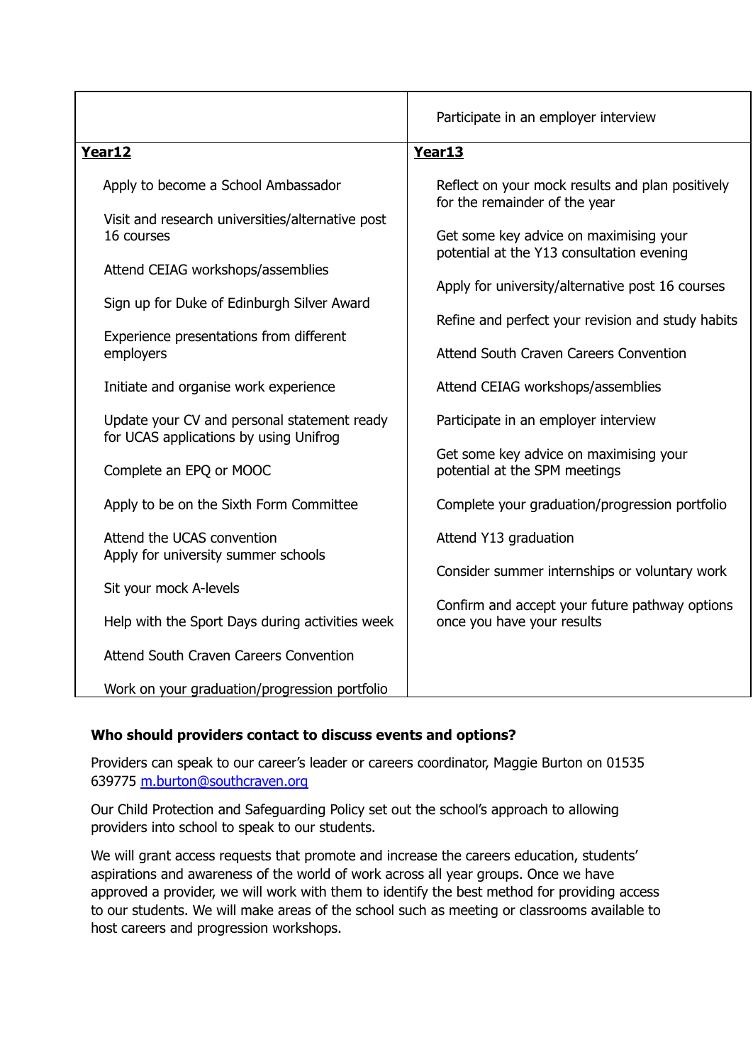| | Participate in an employer interview |
|---|---|
| **Year12** | **Year13** |
| Apply to become a School Ambassador<br><br>Visit and research universities/alternative post 16 courses<br><br>Attend CEIAG workshops/assemblies<br><br>Sign up for Duke of Edinburgh Silver Award<br><br>Experience presentations from different employers<br><br>Initiate and organise work experience<br><br>Update your CV and personal statement ready for UCAS applications by using Unifrog<br><br>Complete an EPQ or MOOC<br><br>Apply to be on the Sixth Form Committee<br><br>Attend the UCAS convention<br>Apply for university summer schools<br><br>Sit your mock A-levels<br><br>Help with the Sport Days during activities week<br><br>Attend South Craven Careers Convention<br><br>Work on your graduation/progression portfolio | Reflect on your mock results and plan positively for the remainder of the year<br><br>Get some key advice on maximising your potential at the Y13 consultation evening<br><br>Apply for university/alternative post 16 courses<br><br>Refine and perfect your revision and study habits<br><br>Attend South Craven Careers Convention<br><br>Attend CEIAG workshops/assemblies<br><br>Participate in an employer interview<br><br>Get some key advice on maximising your potential at the SPM meetings<br><br>Complete your graduation/progression portfolio<br><br>Attend Y13 graduation<br><br>Consider summer internships or voluntary work<br><br>Confirm and accept your future pathway options once you have your results |

**Who should providers contact to discuss events and options?**

Providers can speak to our career's leader or careers coordinator, Maggie Burton on 01535 639775 [m.burton@southcraven.org](mailto:m.burton@southcraven.org)

Our Child Protection and Safeguarding Policy set out the school's approach to allowing providers into school to speak to our students.

We will grant access requests that promote and increase the careers education, students' aspirations and awareness of the world of work across all year groups. Once we have approved a provider, we will work with them to identify the best method for providing access to our students. We will make areas of the school such as meeting or classrooms available to host careers and progression workshops.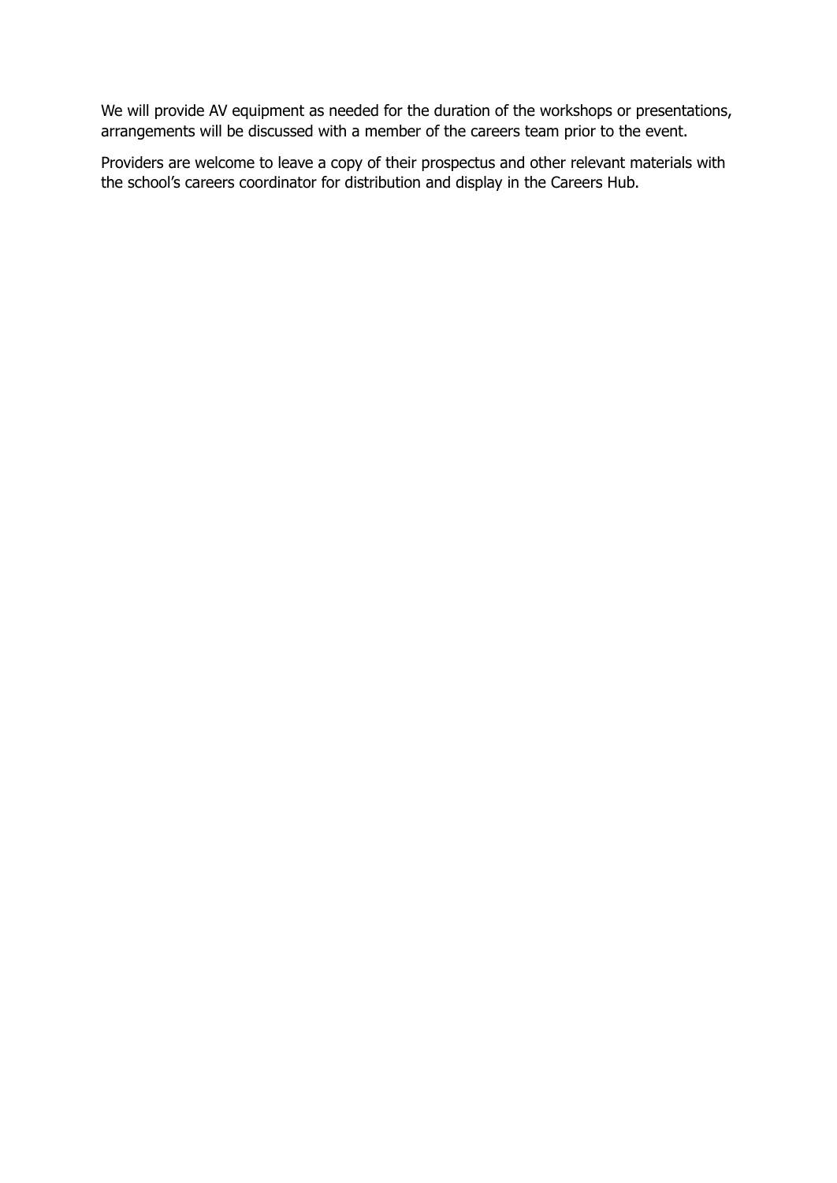We will provide AV equipment as needed for the duration of the workshops or presentations, arrangements will be discussed with a member of the careers team prior to the event.

Providers are welcome to leave a copy of their prospectus and other relevant materials with the school's careers coordinator for distribution and display in the Careers Hub.